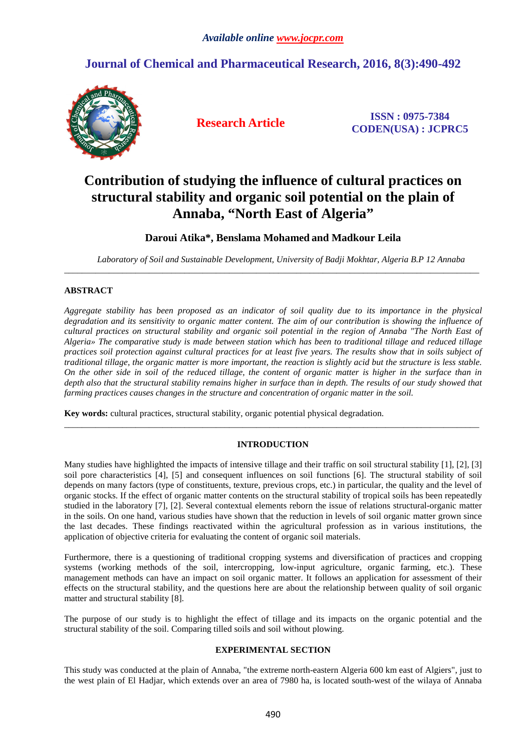# Contribution of studying the influence of cultural practices on structural stability and organic soil potential on the plain of Annaba, "North East of Algeria"

**Daroui Atika*, Benslama Mohamed and Madkour Leila**

*Laboratory of Soil and Sustainable Development, University of Badji Mokhtar, Algeria B.P 12 Annaba*

---

## ABSTRACT

*Aggregate stability has been proposed as an indicator of soil quality due to its importance in the physical degradation and its sensitivity to organic matter content. The aim of our contribution is showing the influence of cultural practices on structural stability and organic soil potential in the region of Annaba "The North East of Algeria» The comparative study is made between station which has been to traditional tillage and reduced tillage practices soil protection against cultural practices for at least five years. The results show that in soils subject of traditional tillage, the organic matter is more important, the reaction is slightly acid but the structure is less stable. On the other side in soil of the reduced tillage, the content of organic matter is higher in the surface than in depth also that the structural stability remains higher in surface than in depth. The results of our study showed that farming practices causes changes in the structure and concentration of organic matter in the soil.*

**Key words:** cultural practices, structural stability, organic potential physical degradation.

---

## INTRODUCTION

Many studies have highlighted the impacts of intensive tillage and their traffic on soil structural stability [1], [2], [3] soil pore characteristics [4], [5] and consequent influences on soil functions [6]. The structural stability of soil depends on many factors (type of constituents, texture, previous crops, etc.) in particular, the quality and the level of organic stocks. If the effect of organic matter contents on the structural stability of tropical soils has been repeatedly studied in the laboratory [7], [2]. Several contextual elements reborn the issue of relations structural-organic matter in the soils. On one hand, various studies have shown that the reduction in levels of soil organic matter grown since the last decades. These findings reactivated within the agricultural profession as in various institutions, the application of objective criteria for evaluating the content of organic soil materials.

Furthermore, there is a questioning of traditional cropping systems and diversification of practices and cropping systems (working methods of the soil, intercropping, low-input agriculture, organic farming, etc.). These management methods can have an impact on soil organic matter. It follows an application for assessment of their effects on the structural stability, and the questions here are about the relationship between quality of soil organic matter and structural stability [8].

The purpose of our study is to highlight the effect of tillage and its impacts on the organic potential and the structural stability of the soil. Comparing tilled soils and soil without plowing.

## EXPERIMENTAL SECTION

This study was conducted at the plain of Annaba, "the extreme north-eastern Algeria 600 km east of Algiers", just to the west plain of El Hadjar, which extends over an area of 7980 ha, is located south-west of the wilaya of Annaba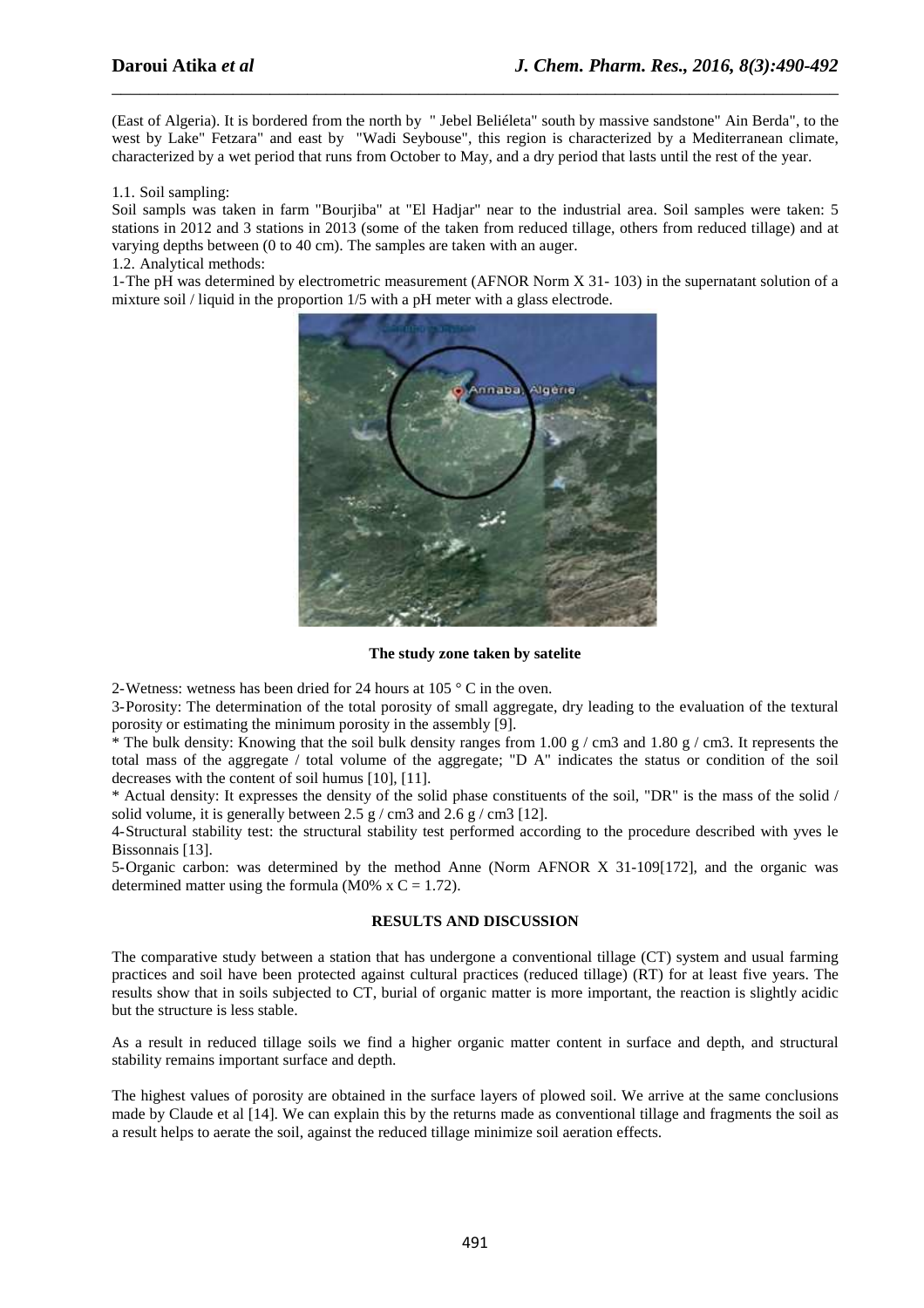(East of Algeria). It is bordered from the north by " Jebel Beliéleta" south by massive sandstone" Ain Berda", to the west by Lake" Fetzara" and east by "Wadi Seybouse", this region is characterized by a Mediterranean climate, characterized by a wet period that runs from October to May, and a dry period that lasts until the rest of the year.

1.1. Soil sampling:

Soil sampls was taken in farm "Bourjiba" at "El Hadjar" near to the industrial area. Soil samples were taken: 5 stations in 2012 and 3 stations in 2013 (some of the taken from reduced tillage, others from reduced tillage) and at varying depths between (0 to 40 cm). The samples are taken with an auger.

1.2. Analytical methods:

1-The pH was determined by electrometric measurement (AFNOR Norm X 31- 103) in the supernatant solution of a mixture soil / liquid in the proportion 1/5 with a pH meter with a glass electrode.

**The study zone taken by satelite**

2-Wetness: wetness has been dried for 24 hours at 105 ° C in the oven.

3-Porosity: The determination of the total porosity of small aggregate, dry leading to the evaluation of the textural porosity or estimating the minimum porosity in the assembly [9].

* The bulk density: Knowing that the soil bulk density ranges from 1.00 g / cm3 and 1.80 g / cm3. It represents the total mass of the aggregate / total volume of the aggregate; "D A" indicates the status or condition of the soil decreases with the content of soil humus [10], [11].

* Actual density: It expresses the density of the solid phase constituents of the soil, "DR" is the mass of the solid / solid volume, it is generally between 2.5 g / cm3 and 2.6 g / cm3 [12].

4-Structural stability test: the structural stability test performed according to the procedure described with yves le Bissonnais [13].

5-Organic carbon: was determined by the method Anne (Norm AFNOR X 31-109[172], and the organic was determined matter using the formula (M0% x C = 1.72).

## RESULTS AND DISCUSSION

The comparative study between a station that has undergone a conventional tillage (CT) system and usual farming practices and soil have been protected against cultural practices (reduced tillage) (RT) for at least five years. The results show that in soils subjected to CT, burial of organic matter is more important, the reaction is slightly acidic but the structure is less stable.

As a result in reduced tillage soils we find a higher organic matter content in surface and depth, and structural stability remains important surface and depth.

The highest values of porosity are obtained in the surface layers of plowed soil. We arrive at the same conclusions made by Claude et al [14]. We can explain this by the returns made as conventional tillage and fragments the soil as a result helps to aerate the soil, against the reduced tillage minimize soil aeration effects.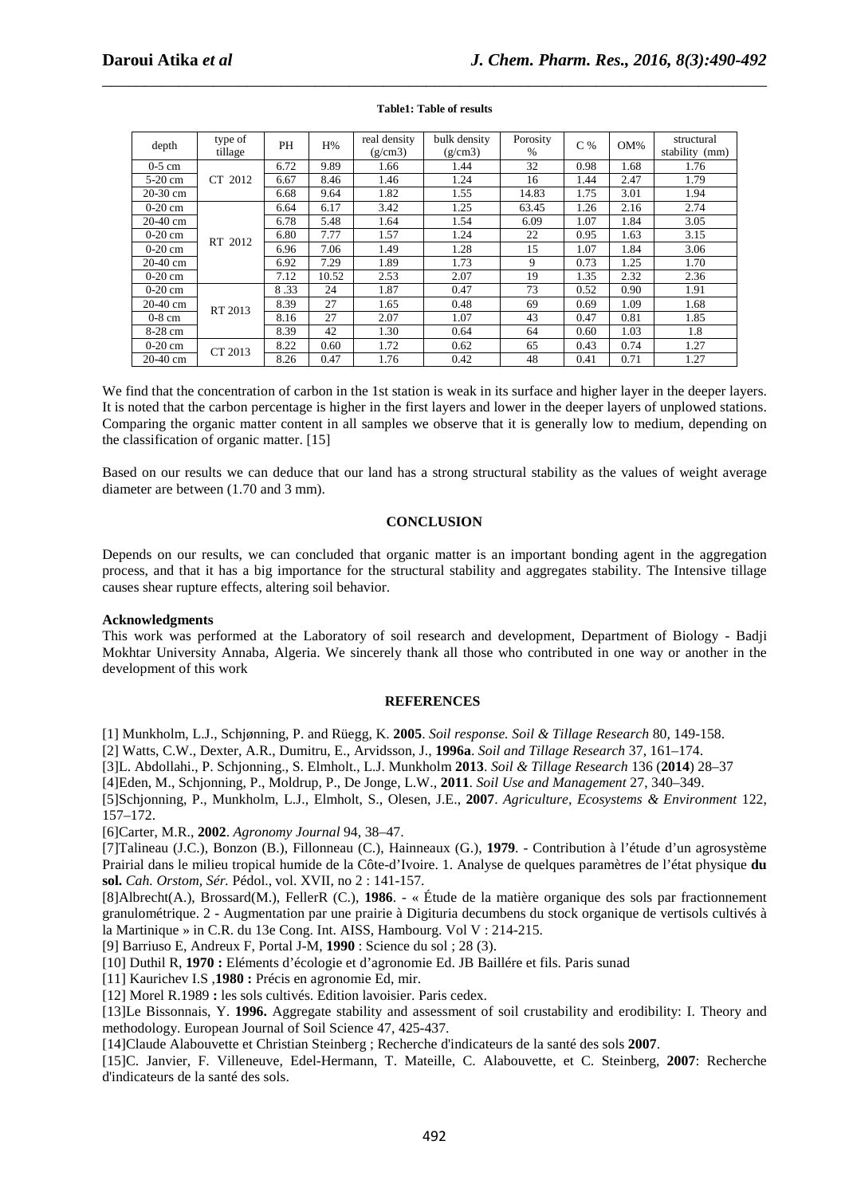**Table1: Table of results**

| depth | type of tillage | PH | H% | real density (g/cm3) | bulk density (g/cm3) | Porosity % | C % | OM% | structural stability (mm) |
|---|---|---|---|---|---|---|---|---|---|
| 0-5 cm | CT 2012 | 6.72 | 9.89 | 1.66 | 1.44 | 32 | 0.98 | 1.68 | 1.76 |
| 5-20 cm | | 6.67 | 8.46 | 1.46 | 1.24 | 16 | 1.44 | 2.47 | 1.79 |
| 20-30 cm | | 6.68 | 9.64 | 1.82 | 1.55 | 14.83 | 1.75 | 3.01 | 1.94 |
| 0-20 cm | RT 2012 | 6.64 | 6.17 | 3.42 | 1.25 | 63.45 | 1.26 | 2.16 | 2.74 |
| 20-40 cm | | 6.78 | 5.48 | 1.64 | 1.54 | 6.09 | 1.07 | 1.84 | 3.05 |
| 0-20 cm | | 6.80 | 7.77 | 1.57 | 1.24 | 22 | 0.95 | 1.63 | 3.15 |
| 0-20 cm | | 6.96 | 7.06 | 1.49 | 1.28 | 15 | 1.07 | 1.84 | 3.06 |
| 20-40 cm | | 6.92 | 7.29 | 1.89 | 1.73 | 9 | 0.73 | 1.25 | 1.70 |
| 0-20 cm | | 7.12 | 10.52 | 2.53 | 2.07 | 19 | 1.35 | 2.32 | 2.36 |
| 0-20 cm | RT 2013 | 8 .33 | 24 | 1.87 | 0.47 | 73 | 0.52 | 0.90 | 1.91 |
| 20-40 cm | | 8.39 | 27 | 1.65 | 0.48 | 69 | 0.69 | 1.09 | 1.68 |
| 0-8 cm | | 8.16 | 27 | 2.07 | 1.07 | 43 | 0.47 | 0.81 | 1.85 |
| 8-28 cm | | 8.39 | 42 | 1.30 | 0.64 | 64 | 0.60 | 1.03 | 1.8 |
| 0-20 cm | CT 2013 | 8.22 | 0.60 | 1.72 | 0.62 | 65 | 0.43 | 0.74 | 1.27 |
| 20-40 cm | | 8.26 | 0.47 | 1.76 | 0.42 | 48 | 0.41 | 0.71 | 1.27 |

We find that the concentration of carbon in the 1st station is weak in its surface and higher layer in the deeper layers. It is noted that the carbon percentage is higher in the first layers and lower in the deeper layers of unplowed stations. Comparing the organic matter content in all samples we observe that it is generally low to medium, depending on the classification of organic matter. [15]

Based on our results we can deduce that our land has a strong structural stability as the values of weight average diameter are between (1.70 and 3 mm).

## CONCLUSION

Depends on our results, we can concluded that organic matter is an important bonding agent in the aggregation process, and that it has a big importance for the structural stability and aggregates stability. The Intensive tillage causes shear rupture effects, altering soil behavior.

**Acknowledgments**

This work was performed at the Laboratory of soil research and development, Department of Biology - Badji Mokhtar University Annaba, Algeria. We sincerely thank all those who contributed in one way or another in the development of this work

## REFERENCES

[1] Munkholm, L.J., Schjønning, P. and Rüegg, K. **2005**. *Soil response. Soil & Tillage Research* 80, 149-158.

[2] Watts, C.W., Dexter, A.R., Dumitru, E., Arvidsson, J., **1996a**. *Soil and Tillage Research* 37, 161–174.

[3]L. Abdollahi., P. Schjonning., S. Elmholt., L.J. Munkholm **2013**. *Soil & Tillage Research* 136 (**2014**) 28–37

[4]Eden, M., Schjonning, P., Moldrup, P., De Jonge, L.W., **2011**. *Soil Use and Management* 27, 340–349.

[5]Schjonning, P., Munkholm, L.J., Elmholt, S., Olesen, J.E., **2007**. *Agriculture, Ecosystems & Environment* 122, 157–172.

[6]Carter, M.R., **2002**. *Agronomy Journal* 94, 38–47.

[7]Talineau (J.C.), Bonzon (B.), Fillonneau (C.), Hainneaux (G.), **1979**. - Contribution à l'étude d'un agrosystème Prairial dans le milieu tropical humide de la Côte-d'Ivoire. 1. Analyse de quelques paramètres de l'état physique **du sol.** *Cah. Orstom, Sér.* Pédol., vol. XVII, no 2 : 141-157.

[8]Albrecht(A.), Brossard(M.), FellerR (C.), **1986**. - « Étude de la matière organique des sols par fractionnement granulométrique. 2 - Augmentation par une prairie à Digituria decumbens du stock organique de vertisols cultivés à la Martinique » in C.R. du 13e Cong. Int. AISS, Hambourg. Vol V : 214-215.

[9] Barriuso E, Andreux F, Portal J-M, **1990** : Science du sol ; 28 (3).

[10] Duthil R, **1970 :** Eléments d'écologie et d'agronomie Ed. JB Bailliére et fils. Paris sunad

[11] Kaurichev I.S ,**1980 :** Précis en agronomie Ed, mir.

[12] Morel R.1989 **:** les sols cultivés. Edition lavoisier. Paris cedex.

[13]Le Bissonnais, Y. **1996.** Aggregate stability and assessment of soil crustability and erodibility: I. Theory and methodology. European Journal of Soil Science 47, 425-437.

[14]Claude Alabouvette et Christian Steinberg ; Recherche d'indicateurs de la santé des sols **2007**.

[15]C. Janvier, F. Villeneuve, Edel-Hermann, T. Mateille, C. Alabouvette, et C. Steinberg, **2007**: Recherche d'indicateurs de la santé des sols.